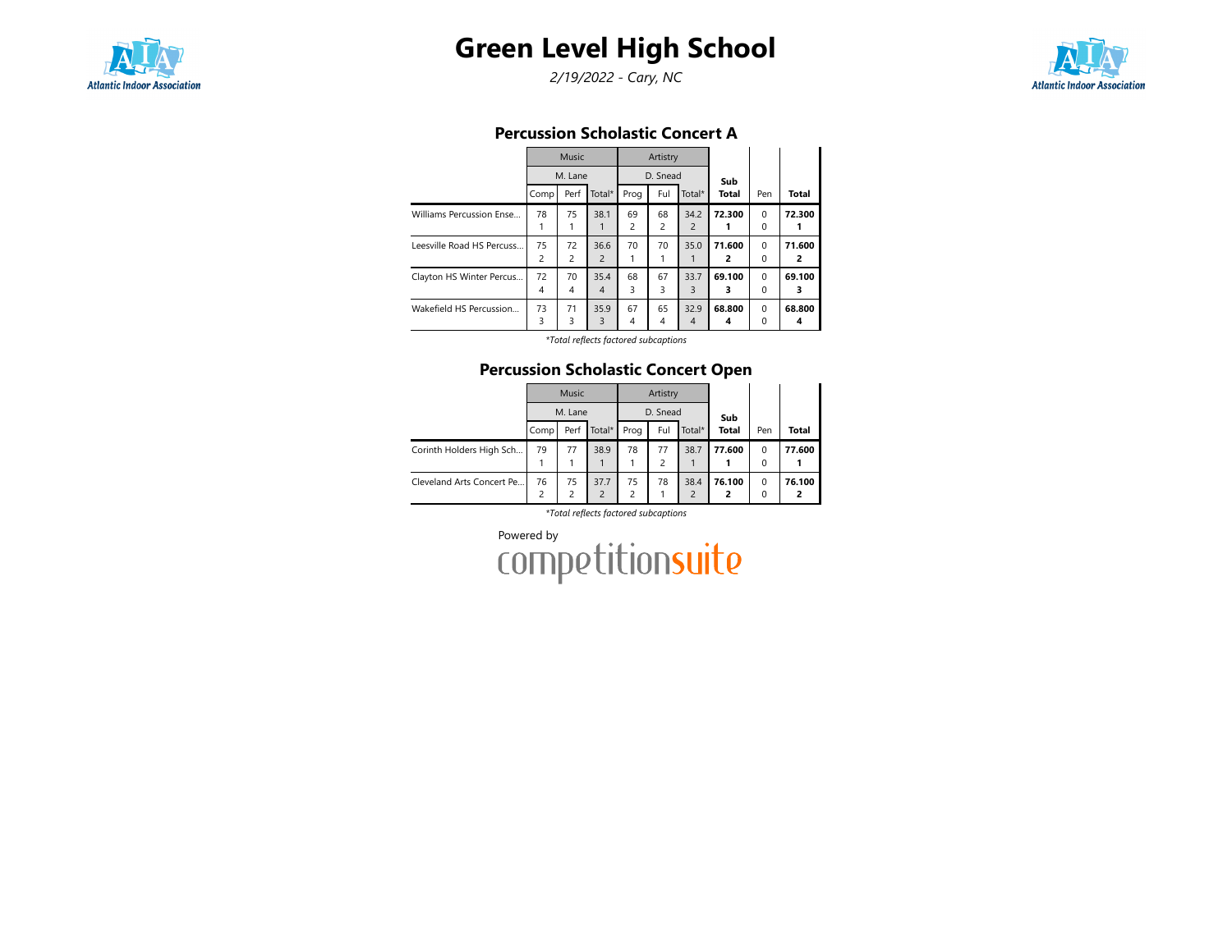# Green Level High School

*2/19/2022 - Cary, NC*

## Percussion Scholastic Concert A

| | Music | | | Artistry | | | | | |
|---|---|---|---|---|---|---|---|---|---|
| | M. Lane | | | D. Snead | | | | | |
| | Comp | Perf | Total* | Prog | Ful | Total* | Sub Total | Pen | Total |
| Williams Percussion Ense... | 78 1 | 75 1 | 38.1 1 | 69 2 | 68 2 | 34.2 2 | **72.300 1** | 0 0 | **72.300 1** |
| Leesville Road HS Percuss... | 75 2 | 72 2 | 36.6 2 | 70 1 | 70 1 | 35.0 1 | **71.600 2** | 0 0 | **71.600 2** |
| Clayton HS Winter Percus... | 72 4 | 70 4 | 35.4 4 | 68 3 | 67 3 | 33.7 3 | **69.100 3** | 0 0 | **69.100 3** |
| Wakefield HS Percussion... | 73 3 | 71 3 | 35.9 3 | 67 4 | 65 4 | 32.9 4 | **68.800 4** | 0 0 | **68.800 4** |

*\*Total reflects factored subcaptions*

## Percussion Scholastic Concert Open

| | Music | | | Artistry | | | | | |
|---|---|---|---|---|---|---|---|---|---|
| | M. Lane | | | D. Snead | | | | | |
| | Comp | Perf | Total* | Prog | Ful | Total* | Sub Total | Pen | Total |
| Corinth Holders High Sch... | 79 1 | 77 1 | 38.9 1 | 78 1 | 77 2 | 38.7 1 | **77.600 1** | 0 0 | **77.600 1** |
| Cleveland Arts Concert Pe... | 76 2 | 75 2 | 37.7 2 | 75 2 | 78 1 | 38.4 2 | **76.100 2** | 0 0 | **76.100 2** |

*\*Total reflects factored subcaptions*

Powered by competitionsuite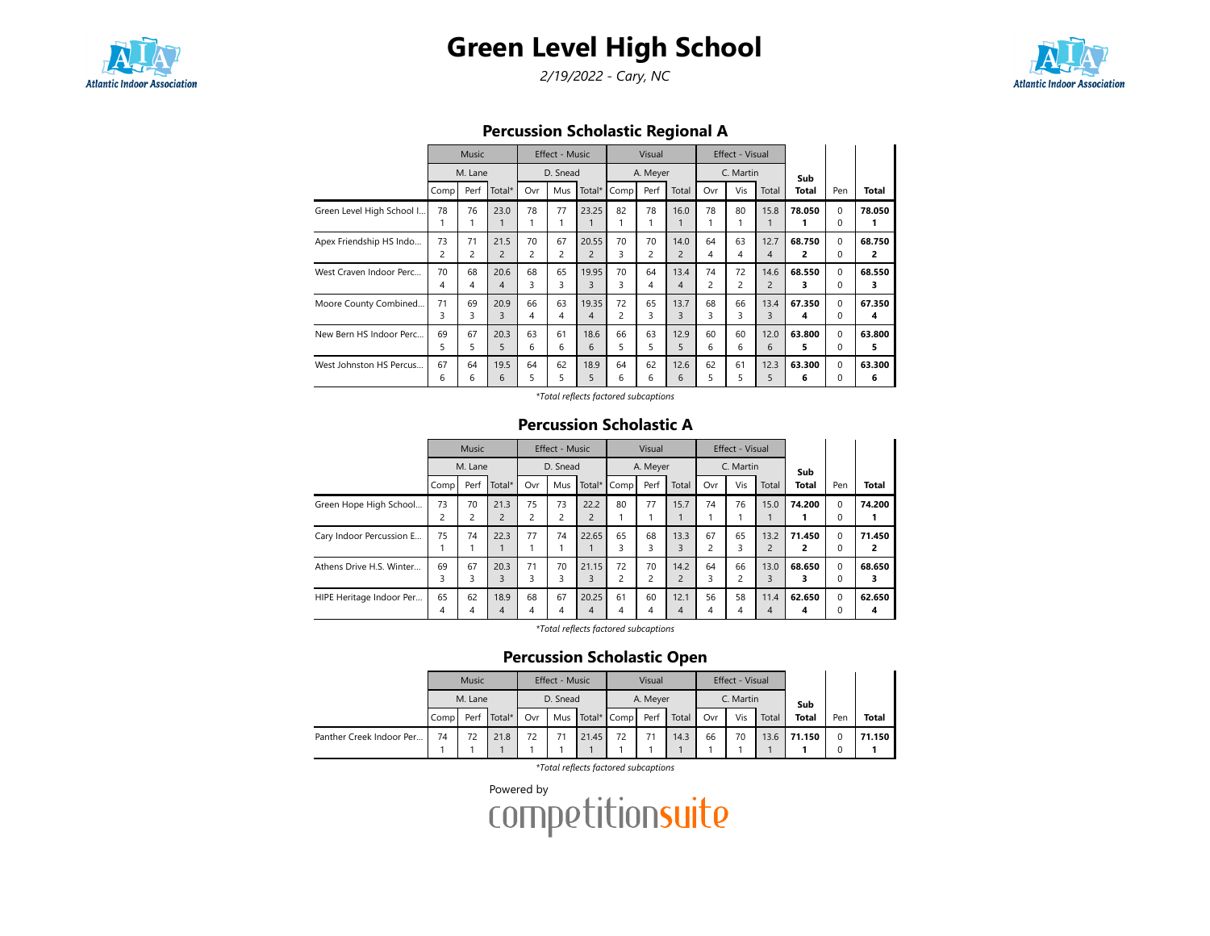# Green Level High School

*2/19/2022 - Cary, NC*

## Percussion Scholastic Regional A

| | Music | | | Effect - Music | | | Visual | | | Effect - Visual | | | Sub Total | Pen | Total |
|---|---|---|---|---|---|---|---|---|---|---|---|---|---|---|---|
| | M. Lane | | | D. Snead | | | A. Meyer | | | C. Martin | | | | | |
| | Comp | Perf | Total* | Ovr | Mus | Total* | Comp | Perf | Total | Ovr | Vis | Total | | | |
| Green Level High School I... | 78<br>1 | 76<br>1 | 23.0<br>1 | 78<br>1 | 77<br>1 | 23.25<br>1 | 82<br>1 | 78<br>1 | 16.0<br>1 | 78<br>1 | 80<br>1 | 15.8<br>1 | **78.050**<br>**1** | 0<br>0 | **78.050**<br>**1** |
| Apex Friendship HS Indo... | 73<br>2 | 71<br>2 | 21.5<br>2 | 70<br>2 | 67<br>2 | 20.55<br>2 | 70<br>3 | 70<br>2 | 14.0<br>2 | 64<br>4 | 63<br>4 | 12.7<br>4 | **68.750**<br>**2** | 0<br>0 | **68.750**<br>**2** |
| West Craven Indoor Perc... | 70<br>4 | 68<br>4 | 20.6<br>4 | 68<br>3 | 65<br>3 | 19.95<br>3 | 70<br>3 | 64<br>4 | 13.4<br>4 | 74<br>2 | 72<br>2 | 14.6<br>2 | **68.550**<br>**3** | 0<br>0 | **68.550**<br>**3** |
| Moore County Combined... | 71<br>3 | 69<br>3 | 20.9<br>3 | 66<br>4 | 63<br>4 | 19.35<br>4 | 72<br>2 | 65<br>3 | 13.7<br>3 | 68<br>3 | 66<br>3 | 13.4<br>3 | **67.350**<br>**4** | 0<br>0 | **67.350**<br>**4** |
| New Bern HS Indoor Perc... | 69<br>5 | 67<br>5 | 20.3<br>5 | 63<br>6 | 61<br>6 | 18.6<br>6 | 66<br>5 | 63<br>5 | 12.9<br>5 | 60<br>6 | 60<br>6 | 12.0<br>6 | **63.800**<br>**5** | 0<br>0 | **63.800**<br>**5** |
| West Johnston HS Percus... | 67<br>6 | 64<br>6 | 19.5<br>6 | 64<br>5 | 62<br>5 | 18.9<br>5 | 64<br>6 | 62<br>6 | 12.6<br>6 | 62<br>5 | 61<br>5 | 12.3<br>5 | **63.300**<br>**6** | 0<br>0 | **63.300**<br>**6** |

*\*Total reflects factored subcaptions*

## Percussion Scholastic A

| | Music | | | Effect - Music | | | Visual | | | Effect - Visual | | | Sub Total | Pen | Total |
|---|---|---|---|---|---|---|---|---|---|---|---|---|---|---|---|
| | M. Lane | | | D. Snead | | | A. Meyer | | | C. Martin | | | | | |
| | Comp | Perf | Total* | Ovr | Mus | Total* | Comp | Perf | Total | Ovr | Vis | Total | | | |
| Green Hope High School... | 73<br>2 | 70<br>2 | 21.3<br>2 | 75<br>2 | 73<br>2 | 22.2<br>2 | 80<br>1 | 77<br>1 | 15.7<br>1 | 74<br>1 | 76<br>1 | 15.0<br>1 | **74.200**<br>**1** | 0<br>0 | **74.200**<br>**1** |
| Cary Indoor Percussion E... | 75<br>1 | 74<br>1 | 22.3<br>1 | 77<br>1 | 74<br>1 | 22.65<br>1 | 65<br>3 | 68<br>3 | 13.3<br>3 | 67<br>2 | 65<br>3 | 13.2<br>2 | **71.450**<br>**2** | 0<br>0 | **71.450**<br>**2** |
| Athens Drive H.S. Winter... | 69<br>3 | 67<br>3 | 20.3<br>3 | 71<br>3 | 70<br>3 | 21.15<br>3 | 72<br>2 | 70<br>2 | 14.2<br>2 | 64<br>3 | 66<br>2 | 13.0<br>3 | **68.650**<br>**3** | 0<br>0 | **68.650**<br>**3** |
| HIPE Heritage Indoor Per... | 65<br>4 | 62<br>4 | 18.9<br>4 | 68<br>4 | 67<br>4 | 20.25<br>4 | 61<br>4 | 60<br>4 | 12.1<br>4 | 56<br>4 | 58<br>4 | 11.4<br>4 | **62.650**<br>**4** | 0<br>0 | **62.650**<br>**4** |

*\*Total reflects factored subcaptions*

## Percussion Scholastic Open

| | Music | | | Effect - Music | | | Visual | | | Effect - Visual | | | Sub Total | Pen | Total |
|---|---|---|---|---|---|---|---|---|---|---|---|---|---|---|---|
| | M. Lane | | | D. Snead | | | A. Meyer | | | C. Martin | | | | | |
| | Comp | Perf | Total* | Ovr | Mus | Total* | Comp | Perf | Total | Ovr | Vis | Total | | | |
| Panther Creek Indoor Per... | 74<br>1 | 72<br>1 | 21.8<br>1 | 72<br>1 | 71<br>1 | 21.45<br>1 | 72<br>1 | 71<br>1 | 14.3<br>1 | 66<br>1 | 70<br>1 | 13.6<br>1 | **71.150**<br>**1** | 0<br>0 | **71.150**<br>**1** |

*\*Total reflects factored subcaptions*

Powered by competitionsuite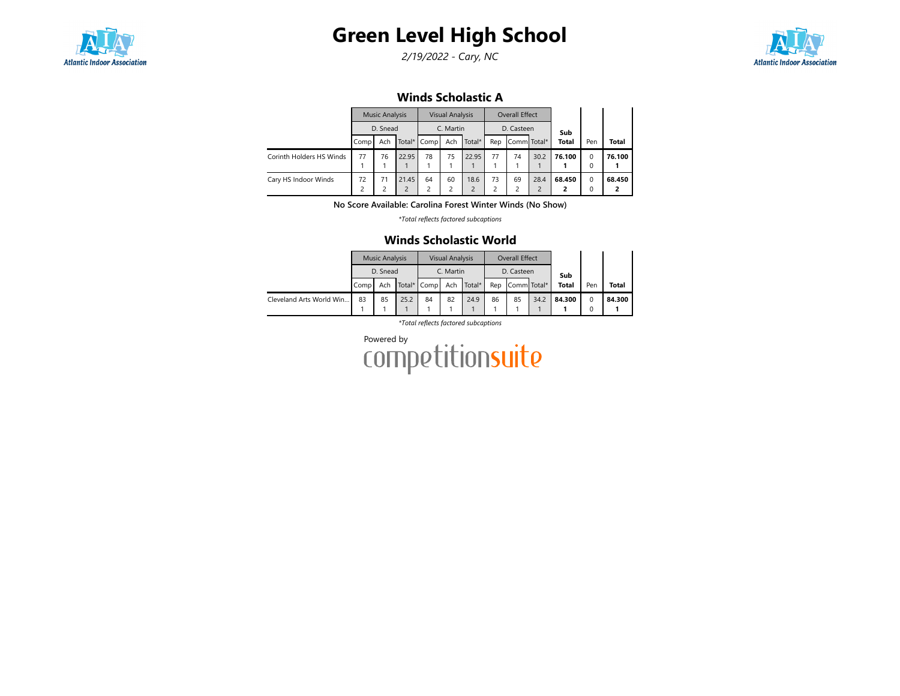# Green Level High School

*2/19/2022 - Cary, NC*

## Winds Scholastic A

| | Music Analysis | | | Visual Analysis | | | Overall Effect | | | Sub Total | Pen | Total |
|---|---|---|---|---|---|---|---|---|---|---|---|---|
| | D. Snead | | | C. Martin | | | D. Casteen | | | | | |
| | Comp | Ach | Total* | Comp | Ach | Total* | Rep | Comm | Total* | | | |
| Corinth Holders HS Winds | 77<br>1 | 76<br>1 | 22.95<br>1 | 78<br>1 | 75<br>1 | 22.95<br>1 | 77<br>1 | 74<br>1 | 30.2<br>1 | **76.100**<br>**1** | 0<br>0 | **76.100**<br>**1** |
| Cary HS Indoor Winds | 72<br>2 | 71<br>2 | 21.45<br>2 | 64<br>2 | 60<br>2 | 18.6<br>2 | 73<br>2 | 69<br>2 | 28.4<br>2 | **68.450**<br>**2** | 0<br>0 | **68.450**<br>**2** |

**No Score Available: Carolina Forest Winter Winds (No Show)**

*\*Total reflects factored subcaptions*

## Winds Scholastic World

| | Music Analysis | | | Visual Analysis | | | Overall Effect | | | Sub Total | Pen | Total |
|---|---|---|---|---|---|---|---|---|---|---|---|---|
| | D. Snead | | | C. Martin | | | D. Casteen | | | | | |
| | Comp | Ach | Total* | Comp | Ach | Total* | Rep | Comm | Total* | | | |
| Cleveland Arts World Win... | 83<br>1 | 85<br>1 | 25.2<br>1 | 84<br>1 | 82<br>1 | 24.9<br>1 | 86<br>1 | 85<br>1 | 34.2<br>1 | **84.300**<br>**1** | 0<br>0 | **84.300**<br>**1** |

*\*Total reflects factored subcaptions*

Powered by competitionsuite